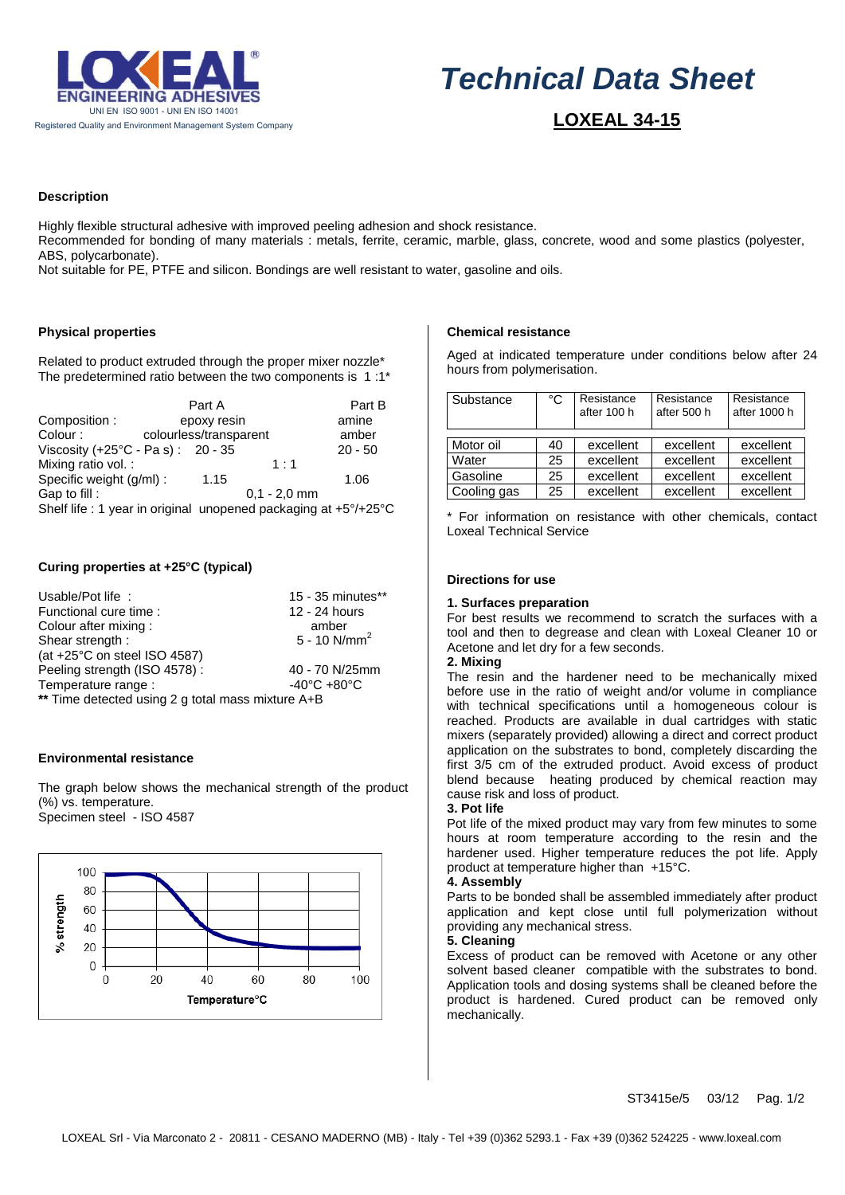LOXEAL® ENGINEERING ADHESIVES
UNI EN ISO 9001 - UNI EN ISO 14001
Registered Quality and Environment Management System Company

# *Technical Data Sheet*

## LOXEAL 34-15

### Description

Highly flexible structural adhesive with improved peeling adhesion and shock resistance.
Recommended for bonding of many materials : metals, ferrite, ceramic, marble, glass, concrete, wood and some plastics (polyester, ABS, polycarbonate).
Not suitable for PE, PTFE and silicon. Bondings are well resistant to water, gasoline and oils.

### Physical properties

Related to product extruded through the proper mixer nozzle*
The predetermined ratio between the two components is 1 :1*

| | Part A | Part B |
|---|---|---|
| Composition : | epoxy resin | amine |
| Colour : | colourless/transparent | amber |
| Viscosity (+25°C - Pa s) : | 20 - 35 | 20 - 50 |
| Mixing ratio vol. : | 1 : 1 | |
| Specific weight (g/ml) : | 1.15 | 1.06 |
| Gap to fill : | 0,1 - 2,0 mm | |

Shelf life : 1 year in original unopened packaging at +5°/+25°C

### Curing properties at +25°C (typical)

| | |
|---|---|
| Usable/Pot life : | 15 - 35 minutes** |
| Functional cure time : | 12 - 24 hours |
| Colour after mixing : | amber |
| Shear strength : (at +25°C on steel ISO 4587) | 5 - 10 N/mm$^2$ |
| Peeling strength (ISO 4578) : | 40 - 70 N/25mm |
| Temperature range : | -40°C +80°C |

**\*\*** Time detected using 2 g total mass mixture A+B

### Environmental resistance

The graph below shows the mechanical strength of the product (%) vs. temperature.
Specimen steel - ISO 4587

### Chemical resistance

Aged at indicated temperature under conditions below after 24 hours from polymerisation.

| Substance | °C | Resistance after 100 h | Resistance after 500 h | Resistance after 1000 h |
|---|---|---|---|---|
| Motor oil | 40 | excellent | excellent | excellent |
| Water | 25 | excellent | excellent | excellent |
| Gasoline | 25 | excellent | excellent | excellent |
| Cooling gas | 25 | excellent | excellent | excellent |

\* For information on resistance with other chemicals, contact Loxeal Technical Service

### Directions for use

**1. Surfaces preparation**
For best results we recommend to scratch the surfaces with a tool and then to degrease and clean with Loxeal Cleaner 10 or Acetone and let dry for a few seconds.

**2. Mixing**
The resin and the hardener need to be mechanically mixed before use in the ratio of weight and/or volume in compliance with technical specifications until a homogeneous colour is reached. Products are available in dual cartridges with static mixers (separately provided) allowing a direct and correct product application on the substrates to bond, completely discarding the first 3/5 cm of the extruded product. Avoid excess of product blend because heating produced by chemical reaction may cause risk and loss of product.

**3. Pot life**
Pot life of the mixed product may vary from few minutes to some hours at room temperature according to the resin and the hardener used. Higher temperature reduces the pot life. Apply product at temperature higher than +15°C.

**4. Assembly**
Parts to be bonded shall be assembled immediately after product application and kept close until full polymerization without providing any mechanical stress.

**5. Cleaning**
Excess of product can be removed with Acetone or any other solvent based cleaner compatible with the substrates to bond. Application tools and dosing systems shall be cleaned before the product is hardened. Cured product can be removed only mechanically.

ST3415e/5 03/12

LOXEAL Srl - Via Marconato 2 - 20811 - CESANO MADERNO (MB) - Italy - Tel +39 (0)362 5293.1 - Fax +39 (0)362 524225 - www.loxeal.com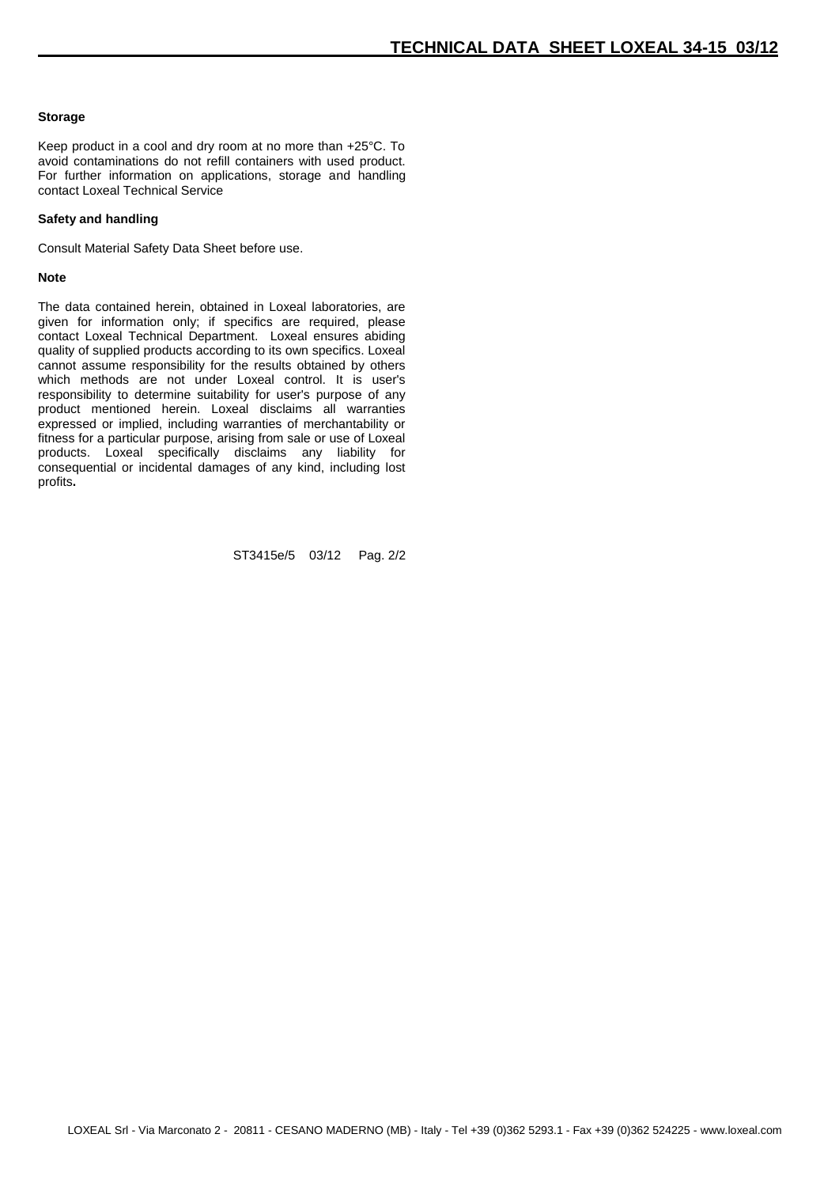**Storage**

Keep product in a cool and dry room at no more than +25°C. To avoid contaminations do not refill containers with used product. For further information on applications, storage and handling contact Loxeal Technical Service

**Safety and handling**

Consult Material Safety Data Sheet before use.

**Note**

The data contained herein, obtained in Loxeal laboratories, are given for information only; if specifics are required, please contact Loxeal Technical Department. Loxeal ensures abiding quality of supplied products according to its own specifics. Loxeal cannot assume responsibility for the results obtained by others which methods are not under Loxeal control. It is user's responsibility to determine suitability for user's purpose of any product mentioned herein. Loxeal disclaims all warranties expressed or implied, including warranties of merchantability or fitness for a particular purpose, arising from sale or use of Loxeal products. Loxeal specifically disclaims any liability for consequential or incidental damages of any kind, including lost profits**.**